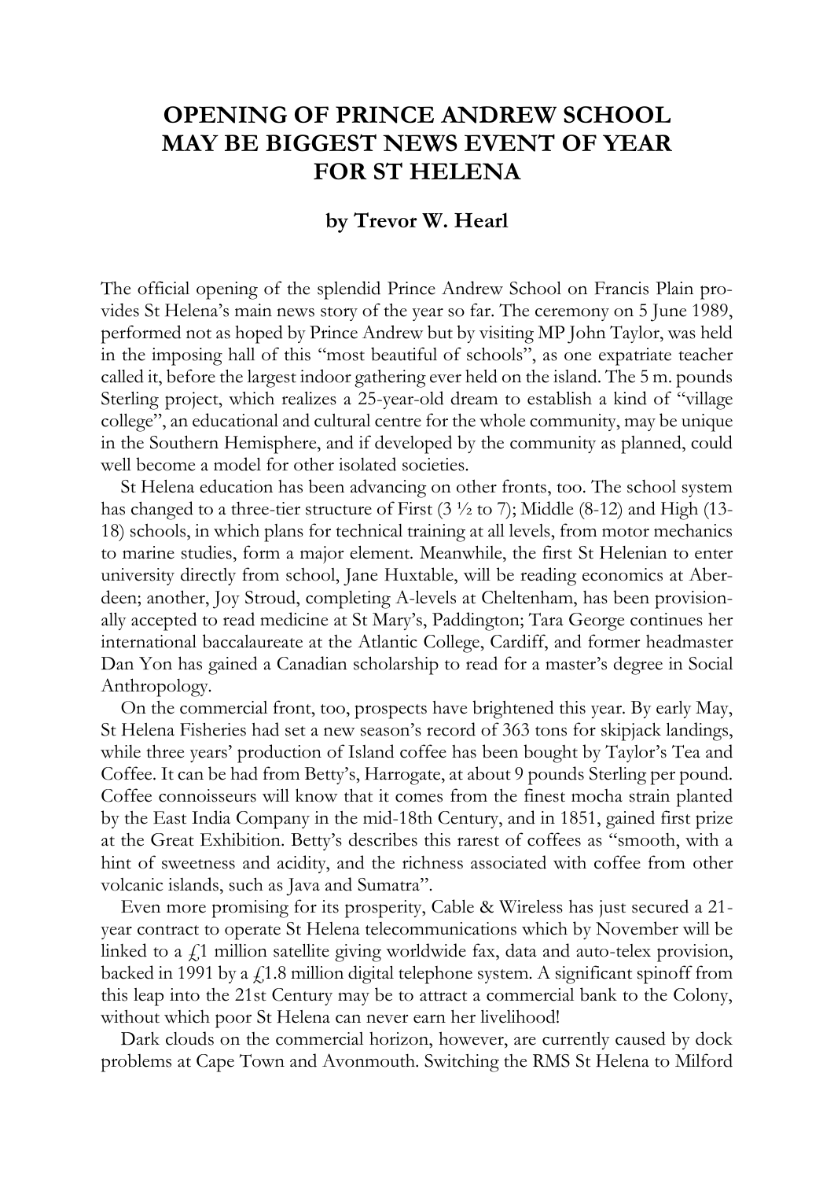# OPENING OF PRINCE ANDREW SCHOOL MAY BE BIGGEST NEWS EVENT OF YEAR FOR ST HELENA

**by Trevor W. Hearl**

The official opening of the splendid Prince Andrew School on Francis Plain provides St Helena's main news story of the year so far. The ceremony on 5 June 1989, performed not as hoped by Prince Andrew but by visiting MP John Taylor, was held in the imposing hall of this "most beautiful of schools", as one expatriate teacher called it, before the largest indoor gathering ever held on the island. The 5 m. pounds Sterling project, which realizes a 25-year-old dream to establish a kind of "village college", an educational and cultural centre for the whole community, may be unique in the Southern Hemisphere, and if developed by the community as planned, could well become a model for other isolated societies.

St Helena education has been advancing on other fronts, too. The school system has changed to a three-tier structure of First (3 ½ to 7); Middle (8-12) and High (13-18) schools, in which plans for technical training at all levels, from motor mechanics to marine studies, form a major element. Meanwhile, the first St Helenian to enter university directly from school, Jane Huxtable, will be reading economics at Aberdeen; another, Joy Stroud, completing A-levels at Cheltenham, has been provisionally accepted to read medicine at St Mary's, Paddington; Tara George continues her international baccalaureate at the Atlantic College, Cardiff, and former headmaster Dan Yon has gained a Canadian scholarship to read for a master's degree in Social Anthropology.

On the commercial front, too, prospects have brightened this year. By early May, St Helena Fisheries had set a new season's record of 363 tons for skipjack landings, while three years' production of Island coffee has been bought by Taylor's Tea and Coffee. It can be had from Betty's, Harrogate, at about 9 pounds Sterling per pound. Coffee connoisseurs will know that it comes from the finest mocha strain planted by the East India Company in the mid-18th Century, and in 1851, gained first prize at the Great Exhibition. Betty's describes this rarest of coffees as "smooth, with a hint of sweetness and acidity, and the richness associated with coffee from other volcanic islands, such as Java and Sumatra".

Even more promising for its prosperity, Cable & Wireless has just secured a 21-year contract to operate St Helena telecommunications which by November will be linked to a £1 million satellite giving worldwide fax, data and auto-telex provision, backed in 1991 by a £1.8 million digital telephone system. A significant spinoff from this leap into the 21st Century may be to attract a commercial bank to the Colony, without which poor St Helena can never earn her livelihood!

Dark clouds on the commercial horizon, however, are currently caused by dock problems at Cape Town and Avonmouth. Switching the RMS St Helena to Milford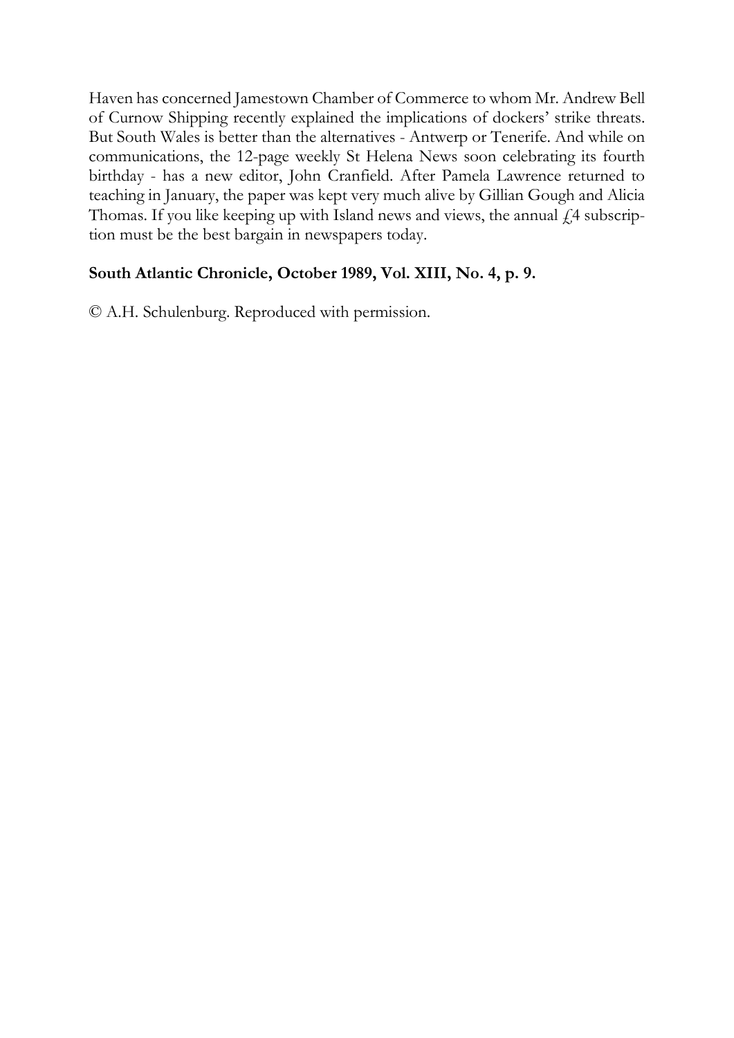Haven has concerned Jamestown Chamber of Commerce to whom Mr. Andrew Bell of Curnow Shipping recently explained the implications of dockers' strike threats. But South Wales is better than the alternatives - Antwerp or Tenerife. And while on communications, the 12-page weekly St Helena News soon celebrating its fourth birthday - has a new editor, John Cranfield. After Pamela Lawrence returned to teaching in January, the paper was kept very much alive by Gillian Gough and Alicia Thomas. If you like keeping up with Island news and views, the annual £4 subscription must be the best bargain in newspapers today.

**South Atlantic Chronicle, October 1989, Vol. XIII, No. 4, p. 9.**

© A.H. Schulenburg. Reproduced with permission.